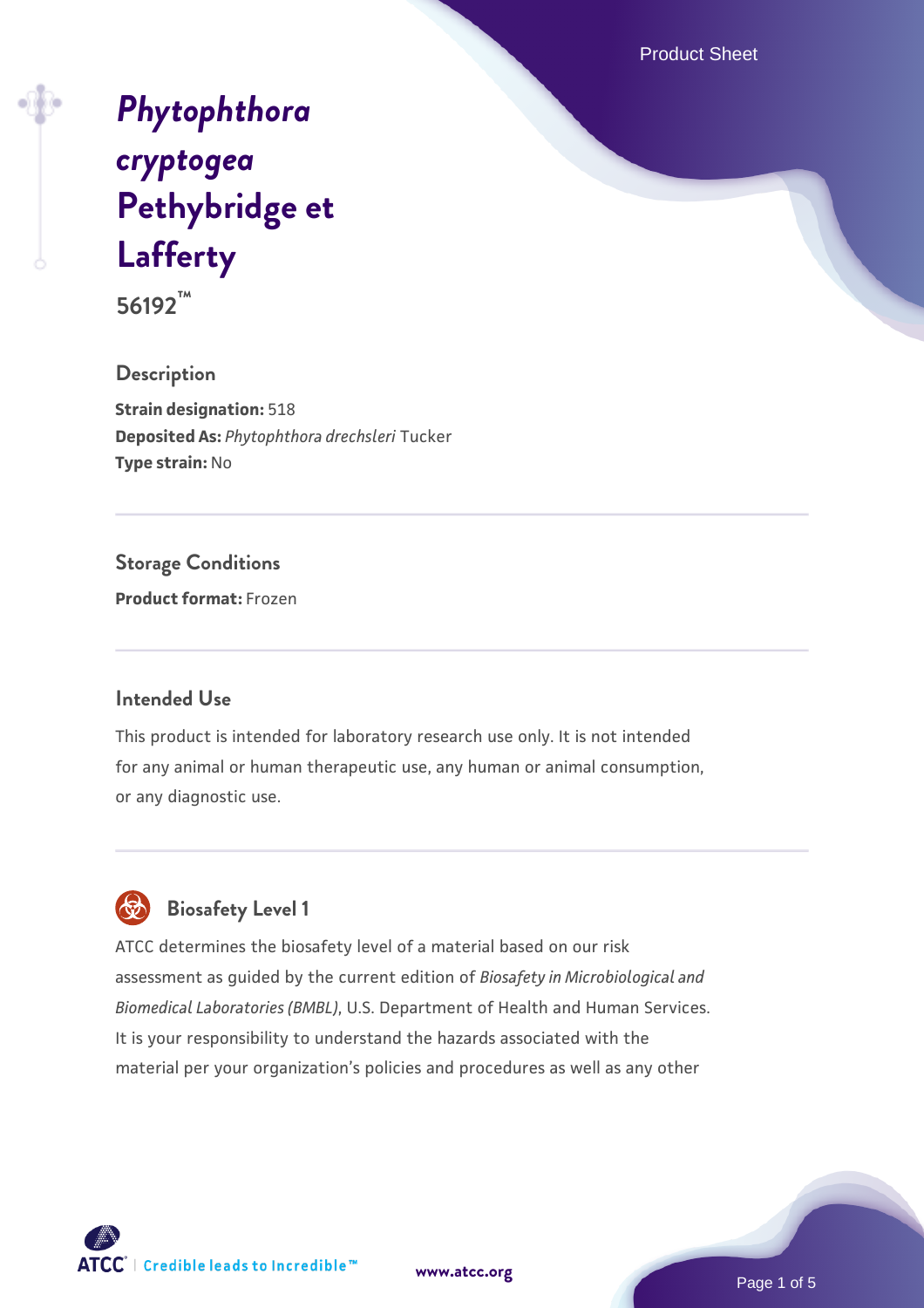# *Phytophthora cryptogea* Pethybridge et Lafferty

**56192™**

## Description

**Strain designation:** 518

**Deposited As:** *Phytophthora drechsleri* Tucker

**Type strain:** No

## Storage Conditions

**Product format:** Frozen

## Intended Use

This product is intended for laboratory research use only. It is not intended for any animal or human therapeutic use, any human or animal consumption, or any diagnostic use.

## Biosafety Level 1

ATCC determines the biosafety level of a material based on our risk assessment as guided by the current edition of *Biosafety in Microbiological and Biomedical Laboratories (BMBL)*, U.S. Department of Health and Human Services. It is your responsibility to understand the hazards associated with the material per your organization's policies and procedures as well as any other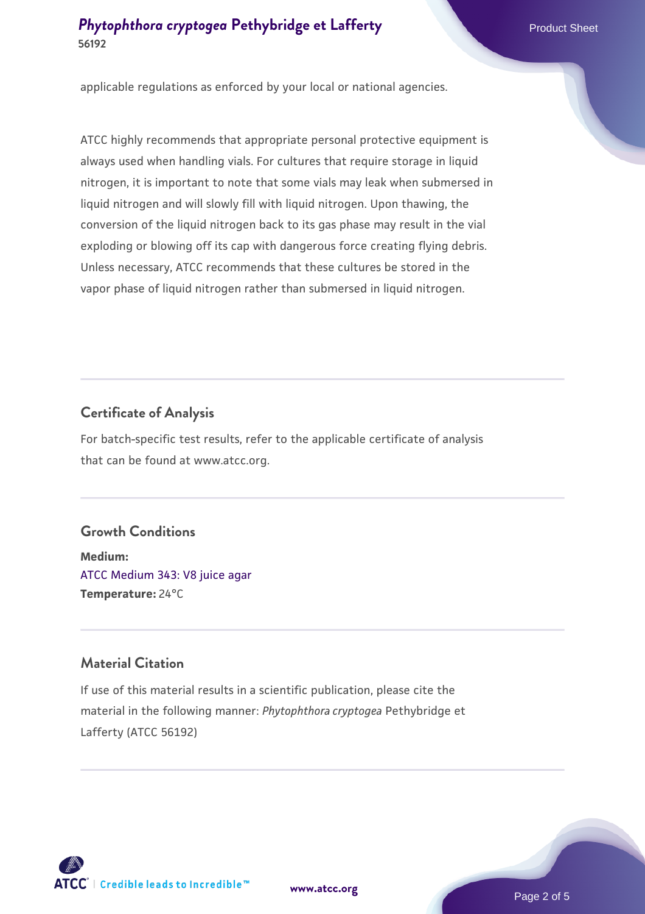applicable regulations as enforced by your local or national agencies.

ATCC highly recommends that appropriate personal protective equipment is always used when handling vials. For cultures that require storage in liquid nitrogen, it is important to note that some vials may leak when submersed in liquid nitrogen and will slowly fill with liquid nitrogen. Upon thawing, the conversion of the liquid nitrogen back to its gas phase may result in the vial exploding or blowing off its cap with dangerous force creating flying debris. Unless necessary, ATCC recommends that these cultures be stored in the vapor phase of liquid nitrogen rather than submersed in liquid nitrogen.

## Certificate of Analysis

For batch-specific test results, refer to the applicable certificate of analysis that can be found at www.atcc.org.

## Growth Conditions

**Medium:**
ATCC Medium 343: V8 juice agar
**Temperature:** 24°C

## Material Citation

If use of this material results in a scientific publication, please cite the material in the following manner: *Phytophthora cryptogea* Pethybridge et Lafferty (ATCC 56192)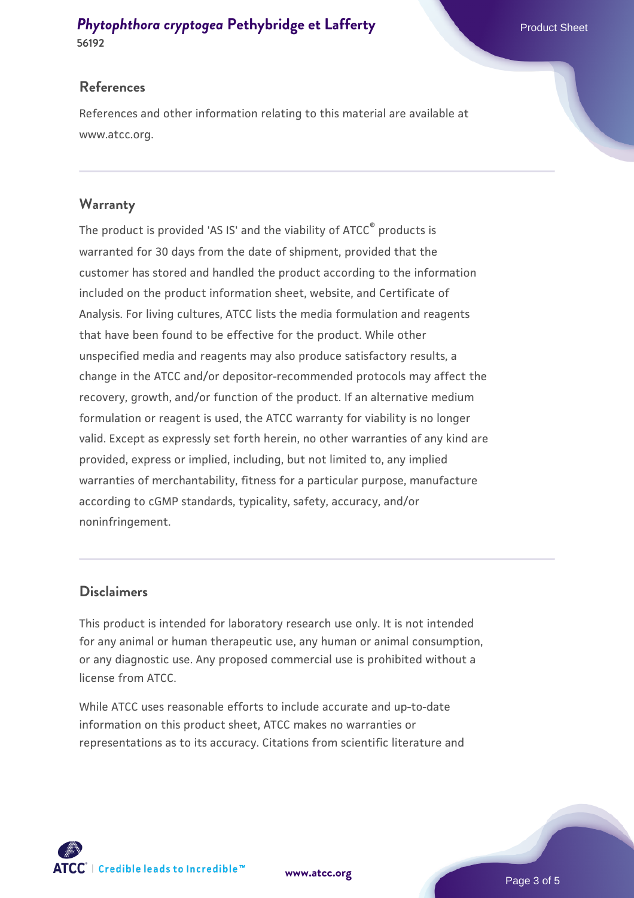## References

References and other information relating to this material are available at www.atcc.org.

## Warranty

The product is provided 'AS IS' and the viability of ATCC® products is warranted for 30 days from the date of shipment, provided that the customer has stored and handled the product according to the information included on the product information sheet, website, and Certificate of Analysis. For living cultures, ATCC lists the media formulation and reagents that have been found to be effective for the product. While other unspecified media and reagents may also produce satisfactory results, a change in the ATCC and/or depositor-recommended protocols may affect the recovery, growth, and/or function of the product. If an alternative medium formulation or reagent is used, the ATCC warranty for viability is no longer valid. Except as expressly set forth herein, no other warranties of any kind are provided, express or implied, including, but not limited to, any implied warranties of merchantability, fitness for a particular purpose, manufacture according to cGMP standards, typicality, safety, accuracy, and/or noninfringement.

## Disclaimers

This product is intended for laboratory research use only. It is not intended for any animal or human therapeutic use, any human or animal consumption, or any diagnostic use. Any proposed commercial use is prohibited without a license from ATCC.

While ATCC uses reasonable efforts to include accurate and up-to-date information on this product sheet, ATCC makes no warranties or representations as to its accuracy. Citations from scientific literature and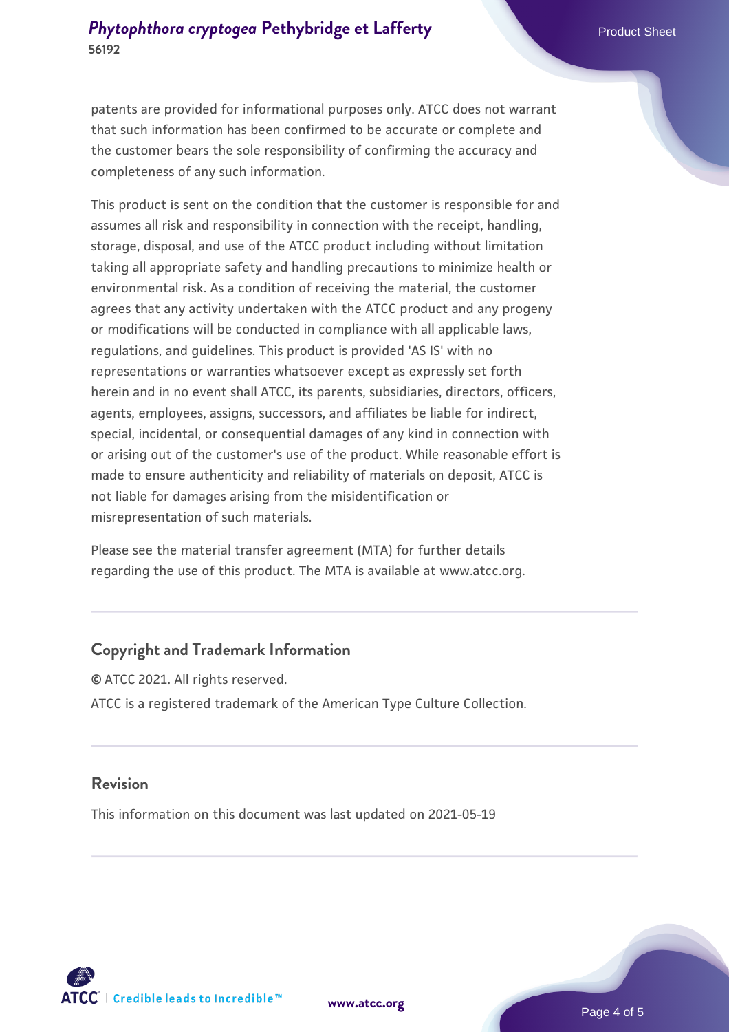patents are provided for informational purposes only. ATCC does not warrant that such information has been confirmed to be accurate or complete and the customer bears the sole responsibility of confirming the accuracy and completeness of any such information.

This product is sent on the condition that the customer is responsible for and assumes all risk and responsibility in connection with the receipt, handling, storage, disposal, and use of the ATCC product including without limitation taking all appropriate safety and handling precautions to minimize health or environmental risk. As a condition of receiving the material, the customer agrees that any activity undertaken with the ATCC product and any progeny or modifications will be conducted in compliance with all applicable laws, regulations, and guidelines. This product is provided 'AS IS' with no representations or warranties whatsoever except as expressly set forth herein and in no event shall ATCC, its parents, subsidiaries, directors, officers, agents, employees, assigns, successors, and affiliates be liable for indirect, special, incidental, or consequential damages of any kind in connection with or arising out of the customer's use of the product. While reasonable effort is made to ensure authenticity and reliability of materials on deposit, ATCC is not liable for damages arising from the misidentification or misrepresentation of such materials.

Please see the material transfer agreement (MTA) for further details regarding the use of this product. The MTA is available at www.atcc.org.

## Copyright and Trademark Information

© ATCC 2021. All rights reserved.

ATCC is a registered trademark of the American Type Culture Collection.

## Revision

This information on this document was last updated on 2021-05-19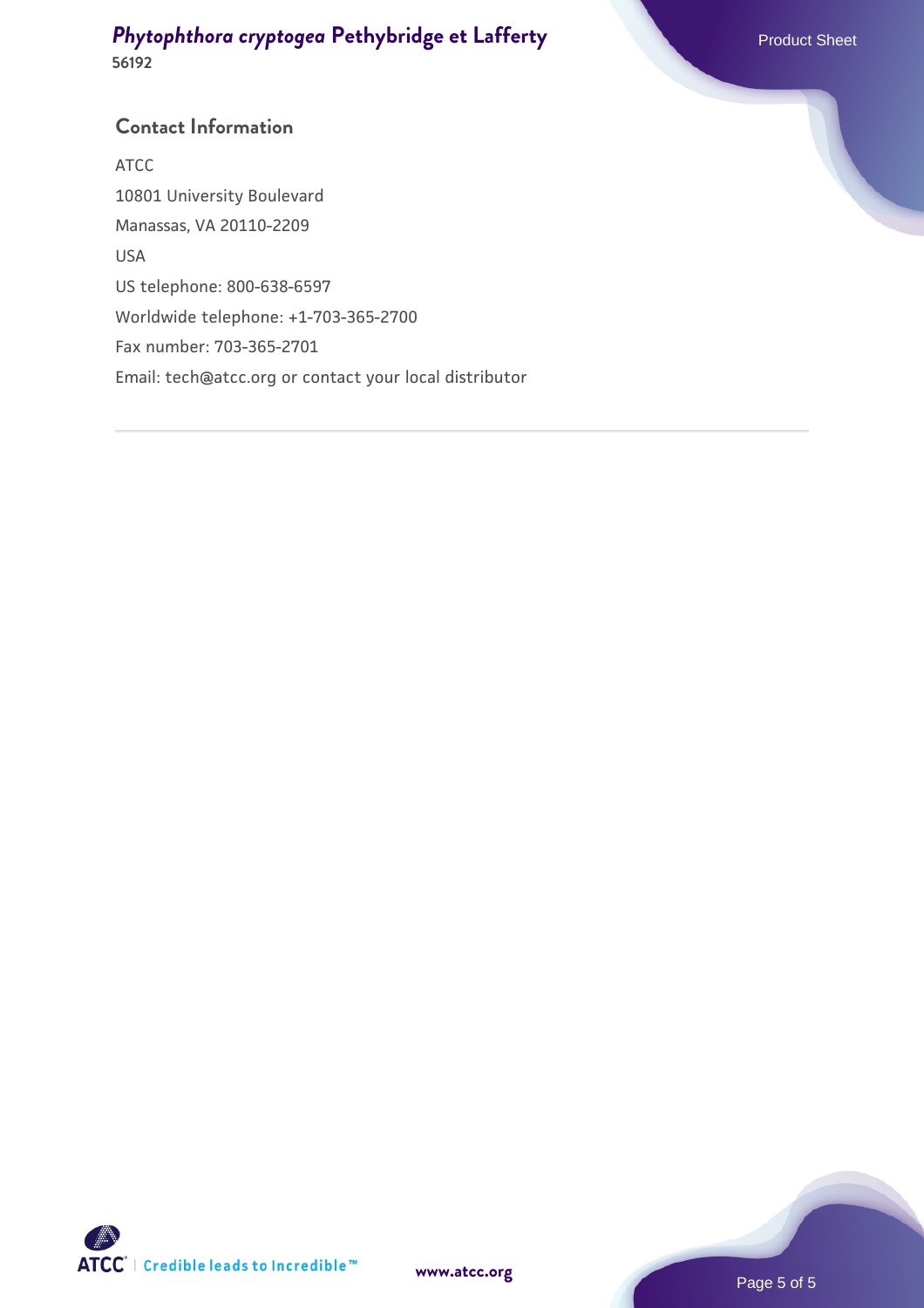## Contact Information

ATCC
10801 University Boulevard
Manassas, VA 20110-2209
USA
US telephone: 800-638-6597
Worldwide telephone: +1-703-365-2700
Fax number: 703-365-2701
Email: tech@atcc.org or contact your local distributor